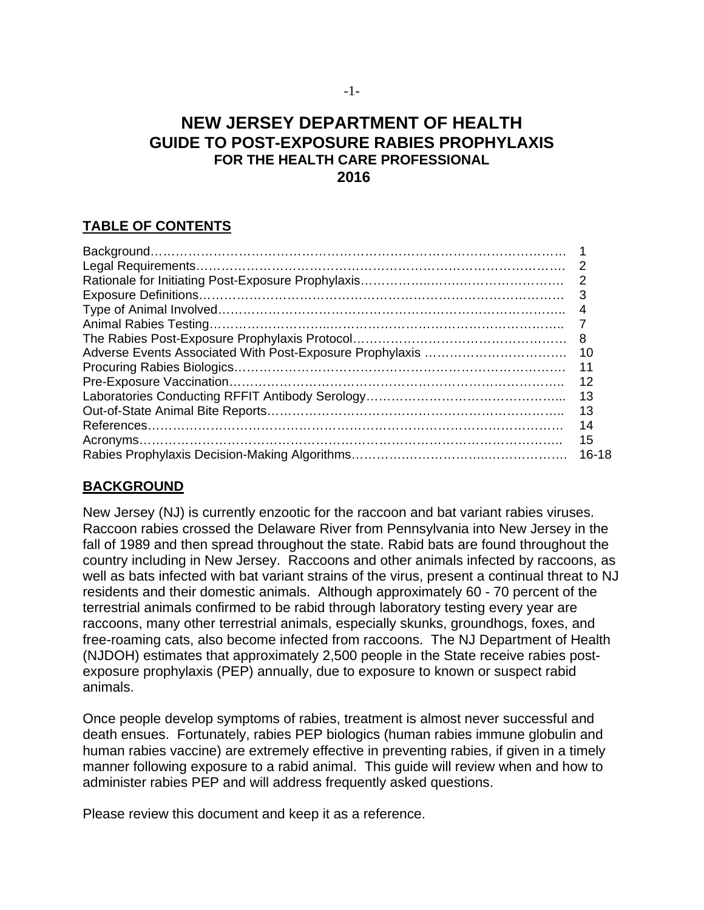# NEW JERSEY DEPARTMENT OF HEALTH
## GUIDE TO POST-EXPOSURE RABIES PROPHYLAXIS
### FOR THE HEALTH CARE PROFESSIONAL
### 2016

## TABLE OF CONTENTS

| | |
|---|---|
| Background | 1 |
| Legal Requirements | 2 |
| Rationale for Initiating Post-Exposure Prophylaxis | 2 |
| Exposure Definitions | 3 |
| Type of Animal Involved | 4 |
| Animal Rabies Testing | 7 |
| The Rabies Post-Exposure Prophylaxis Protocol | 8 |
| Adverse Events Associated With Post-Exposure Prophylaxis | 10 |
| Procuring Rabies Biologics | 11 |
| Pre-Exposure Vaccination | 12 |
| Laboratories Conducting RFFIT Antibody Serology | 13 |
| Out-of-State Animal Bite Reports | 13 |
| References | 14 |
| Acronyms | 15 |
| Rabies Prophylaxis Decision-Making Algorithms | 16-18 |

## BACKGROUND

New Jersey (NJ) is currently enzootic for the raccoon and bat variant rabies viruses. Raccoon rabies crossed the Delaware River from Pennsylvania into New Jersey in the fall of 1989 and then spread throughout the state. Rabid bats are found throughout the country including in New Jersey. Raccoons and other animals infected by raccoons, as well as bats infected with bat variant strains of the virus, present a continual threat to NJ residents and their domestic animals. Although approximately 60 - 70 percent of the terrestrial animals confirmed to be rabid through laboratory testing every year are raccoons, many other terrestrial animals, especially skunks, groundhogs, foxes, and free-roaming cats, also become infected from raccoons. The NJ Department of Health (NJDOH) estimates that approximately 2,500 people in the State receive rabies post-exposure prophylaxis (PEP) annually, due to exposure to known or suspect rabid animals.

Once people develop symptoms of rabies, treatment is almost never successful and death ensues. Fortunately, rabies PEP biologics (human rabies immune globulin and human rabies vaccine) are extremely effective in preventing rabies, if given in a timely manner following exposure to a rabid animal. This guide will review when and how to administer rabies PEP and will address frequently asked questions.

Please review this document and keep it as a reference.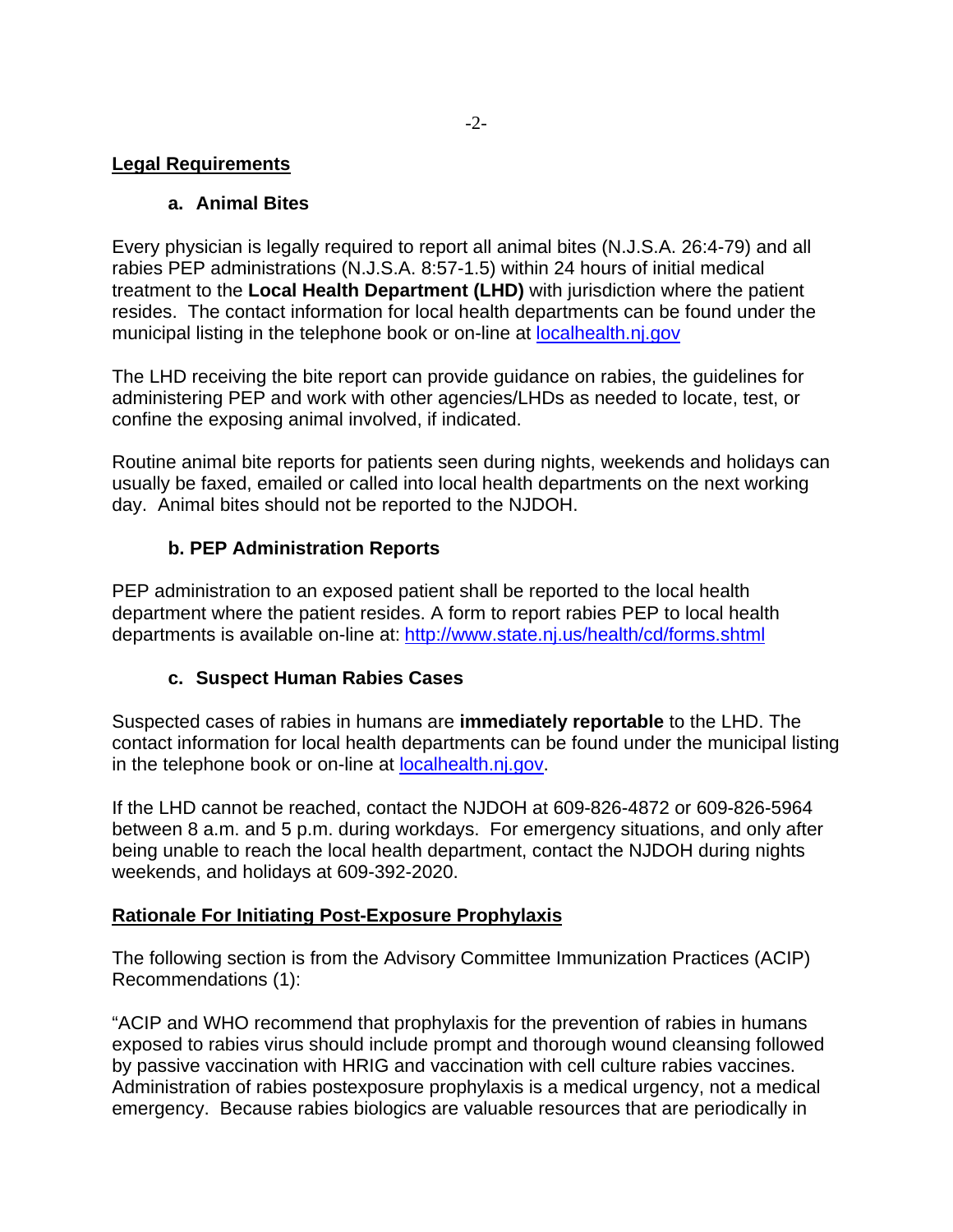## Legal Requirements

### a. Animal Bites

Every physician is legally required to report all animal bites (N.J.S.A. 26:4-79) and all rabies PEP administrations (N.J.S.A. 8:57-1.5) within 24 hours of initial medical treatment to the **Local Health Department (LHD)** with jurisdiction where the patient resides. The contact information for local health departments can be found under the municipal listing in the telephone book or on-line at [localhealth.nj.gov](localhealth.nj.gov)

The LHD receiving the bite report can provide guidance on rabies, the guidelines for administering PEP and work with other agencies/LHDs as needed to locate, test, or confine the exposing animal involved, if indicated.

Routine animal bite reports for patients seen during nights, weekends and holidays can usually be faxed, emailed or called into local health departments on the next working day. Animal bites should not be reported to the NJDOH.

### b. PEP Administration Reports

PEP administration to an exposed patient shall be reported to the local health department where the patient resides. A form to report rabies PEP to local health departments is available on-line at: [http://www.state.nj.us/health/cd/forms.shtml](http://www.state.nj.us/health/cd/forms.shtml)

### c. Suspect Human Rabies Cases

Suspected cases of rabies in humans are **immediately reportable** to the LHD. The contact information for local health departments can be found under the municipal listing in the telephone book or on-line at [localhealth.nj.gov](localhealth.nj.gov).

If the LHD cannot be reached, contact the NJDOH at 609-826-4872 or 609-826-5964 between 8 a.m. and 5 p.m. during workdays. For emergency situations, and only after being unable to reach the local health department, contact the NJDOH during nights weekends, and holidays at 609-392-2020.

## Rationale For Initiating Post-Exposure Prophylaxis

The following section is from the Advisory Committee Immunization Practices (ACIP) Recommendations (1):

"ACIP and WHO recommend that prophylaxis for the prevention of rabies in humans exposed to rabies virus should include prompt and thorough wound cleansing followed by passive vaccination with HRIG and vaccination with cell culture rabies vaccines. Administration of rabies postexposure prophylaxis is a medical urgency, not a medical emergency. Because rabies biologics are valuable resources that are periodically in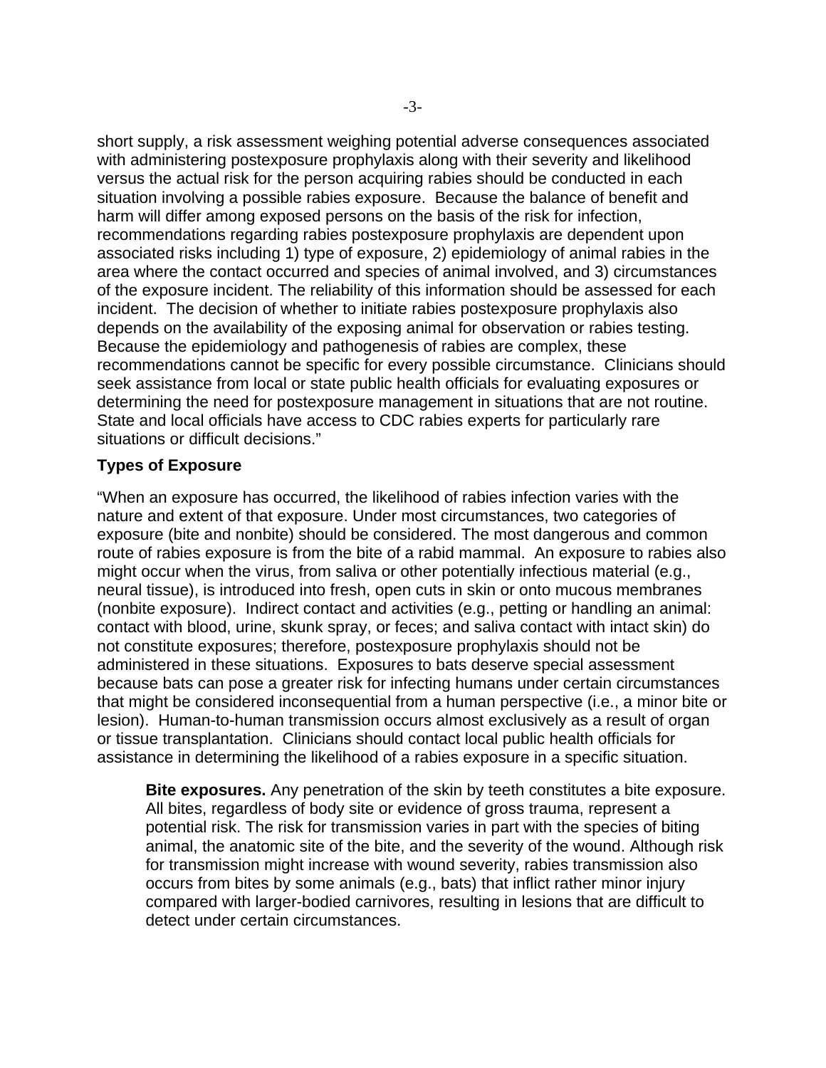short supply, a risk assessment weighing potential adverse consequences associated with administering postexposure prophylaxis along with their severity and likelihood versus the actual risk for the person acquiring rabies should be conducted in each situation involving a possible rabies exposure. Because the balance of benefit and harm will differ among exposed persons on the basis of the risk for infection, recommendations regarding rabies postexposure prophylaxis are dependent upon associated risks including 1) type of exposure, 2) epidemiology of animal rabies in the area where the contact occurred and species of animal involved, and 3) circumstances of the exposure incident. The reliability of this information should be assessed for each incident. The decision of whether to initiate rabies postexposure prophylaxis also depends on the availability of the exposing animal for observation or rabies testing. Because the epidemiology and pathogenesis of rabies are complex, these recommendations cannot be specific for every possible circumstance. Clinicians should seek assistance from local or state public health officials for evaluating exposures or determining the need for postexposure management in situations that are not routine. State and local officials have access to CDC rabies experts for particularly rare situations or difficult decisions."

**Types of Exposure**

"When an exposure has occurred, the likelihood of rabies infection varies with the nature and extent of that exposure. Under most circumstances, two categories of exposure (bite and nonbite) should be considered. The most dangerous and common route of rabies exposure is from the bite of a rabid mammal. An exposure to rabies also might occur when the virus, from saliva or other potentially infectious material (e.g., neural tissue), is introduced into fresh, open cuts in skin or onto mucous membranes (nonbite exposure). Indirect contact and activities (e.g., petting or handling an animal: contact with blood, urine, skunk spray, or feces; and saliva contact with intact skin) do not constitute exposures; therefore, postexposure prophylaxis should not be administered in these situations. Exposures to bats deserve special assessment because bats can pose a greater risk for infecting humans under certain circumstances that might be considered inconsequential from a human perspective (i.e., a minor bite or lesion). Human-to-human transmission occurs almost exclusively as a result of organ or tissue transplantation. Clinicians should contact local public health officials for assistance in determining the likelihood of a rabies exposure in a specific situation.

> **Bite exposures.** Any penetration of the skin by teeth constitutes a bite exposure. All bites, regardless of body site or evidence of gross trauma, represent a potential risk. The risk for transmission varies in part with the species of biting animal, the anatomic site of the bite, and the severity of the wound. Although risk for transmission might increase with wound severity, rabies transmission also occurs from bites by some animals (e.g., bats) that inflict rather minor injury compared with larger-bodied carnivores, resulting in lesions that are difficult to detect under certain circumstances.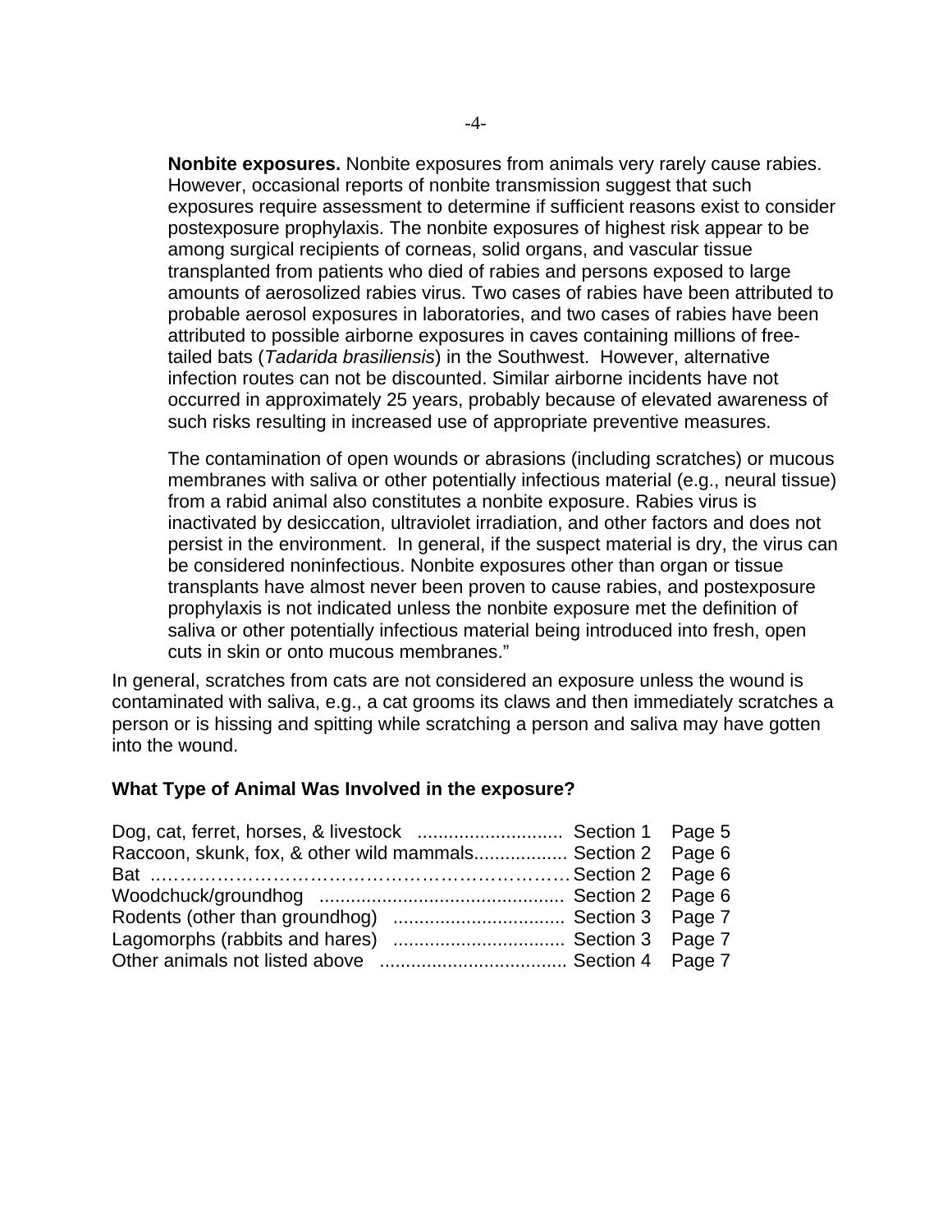**Nonbite exposures.** Nonbite exposures from animals very rarely cause rabies. However, occasional reports of nonbite transmission suggest that such exposures require assessment to determine if sufficient reasons exist to consider postexposure prophylaxis. The nonbite exposures of highest risk appear to be among surgical recipients of corneas, solid organs, and vascular tissue transplanted from patients who died of rabies and persons exposed to large amounts of aerosolized rabies virus. Two cases of rabies have been attributed to probable aerosol exposures in laboratories, and two cases of rabies have been attributed to possible airborne exposures in caves containing millions of free-tailed bats (*Tadarida brasiliensis*) in the Southwest. However, alternative infection routes can not be discounted. Similar airborne incidents have not occurred in approximately 25 years, probably because of elevated awareness of such risks resulting in increased use of appropriate preventive measures.

The contamination of open wounds or abrasions (including scratches) or mucous membranes with saliva or other potentially infectious material (e.g., neural tissue) from a rabid animal also constitutes a nonbite exposure. Rabies virus is inactivated by desiccation, ultraviolet irradiation, and other factors and does not persist in the environment. In general, if the suspect material is dry, the virus can be considered noninfectious. Nonbite exposures other than organ or tissue transplants have almost never been proven to cause rabies, and postexposure prophylaxis is not indicated unless the nonbite exposure met the definition of saliva or other potentially infectious material being introduced into fresh, open cuts in skin or onto mucous membranes."

In general, scratches from cats are not considered an exposure unless the wound is contaminated with saliva, e.g., a cat grooms its claws and then immediately scratches a person or is hissing and spitting while scratching a person and saliva may have gotten into the wound.

**What Type of Animal Was Involved in the exposure?**

| | | |
|---|---|---|
| Dog, cat, ferret, horses, & livestock | Section 1 | Page 5 |
| Raccoon, skunk, fox, & other wild mammals | Section 2 | Page 6 |
| Bat | Section 2 | Page 6 |
| Woodchuck/groundhog | Section 2 | Page 6 |
| Rodents (other than groundhog) | Section 3 | Page 7 |
| Lagomorphs (rabbits and hares) | Section 3 | Page 7 |
| Other animals not listed above | Section 4 | Page 7 |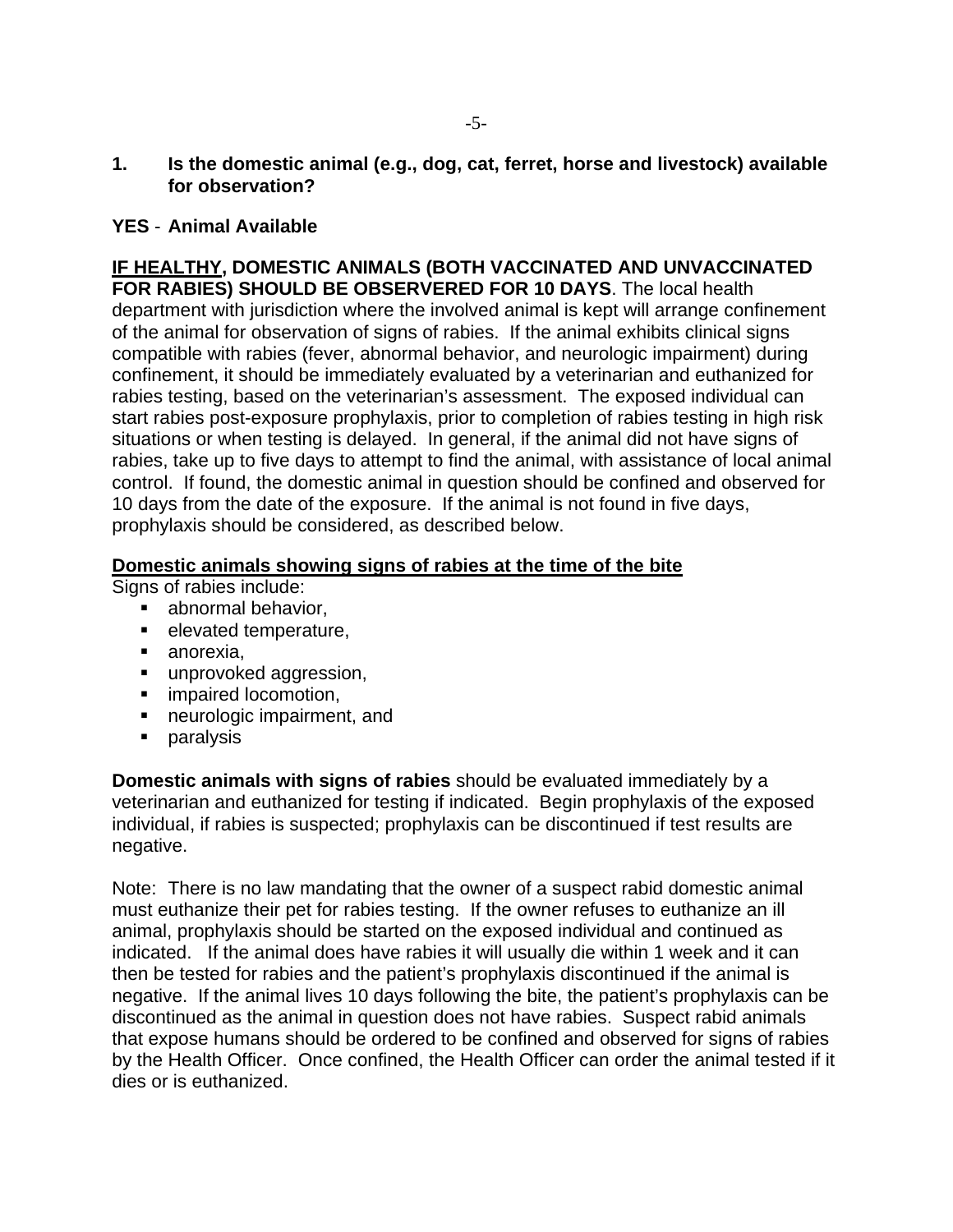**1. Is the domestic animal (e.g., dog, cat, ferret, horse and livestock) available for observation?**

**YES - Animal Available**

**<u>IF HEALTHY</u>, DOMESTIC ANIMALS (BOTH VACCINATED AND UNVACCINATED FOR RABIES) SHOULD BE OBSERVERED FOR 10 DAYS**. The local health department with jurisdiction where the involved animal is kept will arrange confinement of the animal for observation of signs of rabies. If the animal exhibits clinical signs compatible with rabies (fever, abnormal behavior, and neurologic impairment) during confinement, it should be immediately evaluated by a veterinarian and euthanized for rabies testing, based on the veterinarian's assessment. The exposed individual can start rabies post-exposure prophylaxis, prior to completion of rabies testing in high risk situations or when testing is delayed. In general, if the animal did not have signs of rabies, take up to five days to attempt to find the animal, with assistance of local animal control. If found, the domestic animal in question should be confined and observed for 10 days from the date of the exposure. If the animal is not found in five days, prophylaxis should be considered, as described below.

**<u>Domestic animals showing signs of rabies at the time of the bite</u>**

Signs of rabies include:

- abnormal behavior,
- elevated temperature,
- anorexia,
- unprovoked aggression,
- impaired locomotion,
- neurologic impairment, and
- paralysis

**Domestic animals with signs of rabies** should be evaluated immediately by a veterinarian and euthanized for testing if indicated. Begin prophylaxis of the exposed individual, if rabies is suspected; prophylaxis can be discontinued if test results are negative.

Note: There is no law mandating that the owner of a suspect rabid domestic animal must euthanize their pet for rabies testing. If the owner refuses to euthanize an ill animal, prophylaxis should be started on the exposed individual and continued as indicated. If the animal does have rabies it will usually die within 1 week and it can then be tested for rabies and the patient's prophylaxis discontinued if the animal is negative. If the animal lives 10 days following the bite, the patient's prophylaxis can be discontinued as the animal in question does not have rabies. Suspect rabid animals that expose humans should be ordered to be confined and observed for signs of rabies by the Health Officer. Once confined, the Health Officer can order the animal tested if it dies or is euthanized.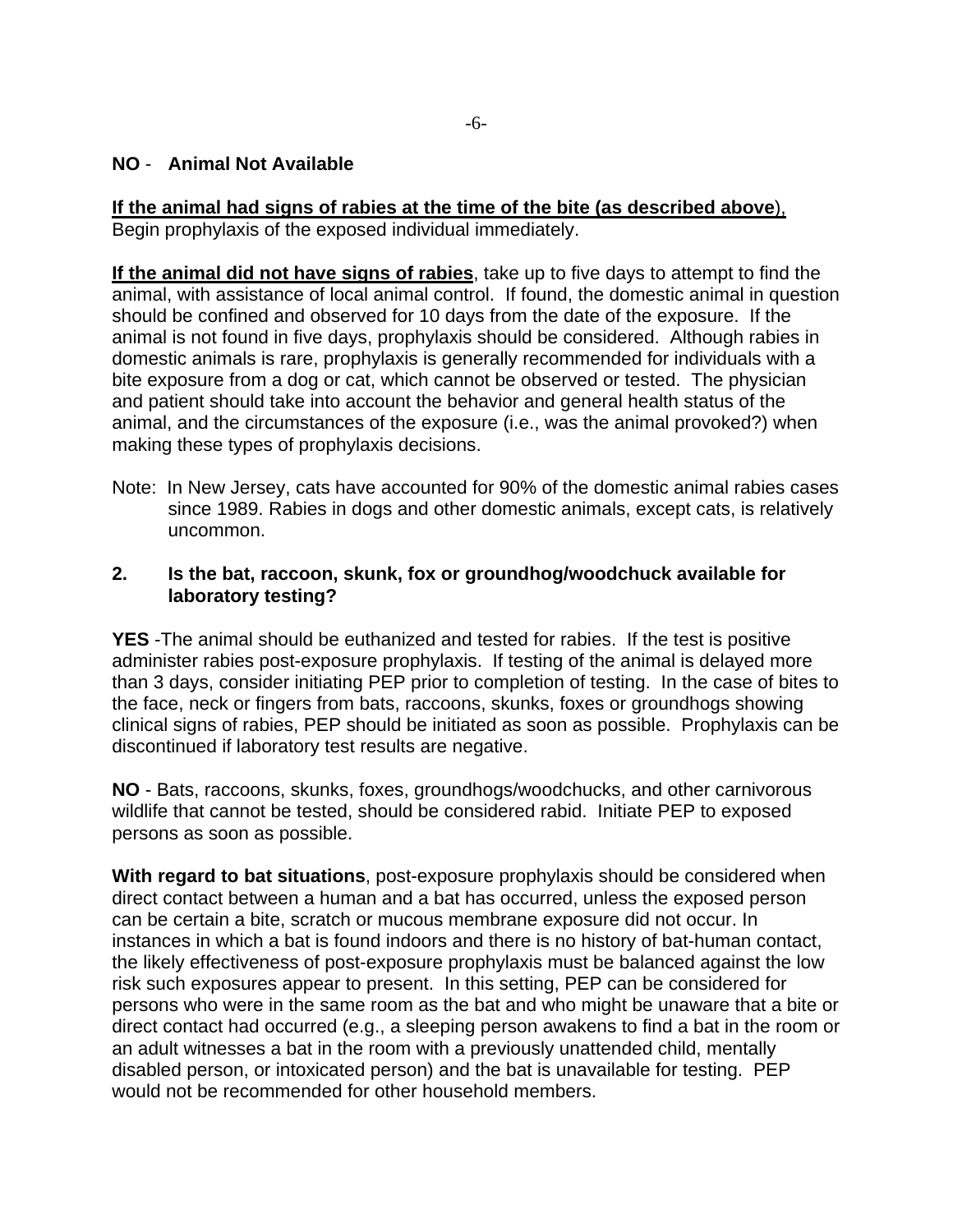**NO** - **Animal Not Available**

**<u>If the animal had signs of rabies at the time of the bite (as described above</u>**), Begin prophylaxis of the exposed individual immediately.

**<u>If the animal did not have signs of rabies</u>**, take up to five days to attempt to find the animal, with assistance of local animal control. If found, the domestic animal in question should be confined and observed for 10 days from the date of the exposure. If the animal is not found in five days, prophylaxis should be considered. Although rabies in domestic animals is rare, prophylaxis is generally recommended for individuals with a bite exposure from a dog or cat, which cannot be observed or tested. The physician and patient should take into account the behavior and general health status of the animal, and the circumstances of the exposure (i.e., was the animal provoked?) when making these types of prophylaxis decisions.

Note: In New Jersey, cats have accounted for 90% of the domestic animal rabies cases since 1989. Rabies in dogs and other domestic animals, except cats, is relatively uncommon.

**2. Is the bat, raccoon, skunk, fox or groundhog/woodchuck available for laboratory testing?**

**YES** -The animal should be euthanized and tested for rabies. If the test is positive administer rabies post-exposure prophylaxis. If testing of the animal is delayed more than 3 days, consider initiating PEP prior to completion of testing. In the case of bites to the face, neck or fingers from bats, raccoons, skunks, foxes or groundhogs showing clinical signs of rabies, PEP should be initiated as soon as possible. Prophylaxis can be discontinued if laboratory test results are negative.

**NO** - Bats, raccoons, skunks, foxes, groundhogs/woodchucks, and other carnivorous wildlife that cannot be tested, should be considered rabid. Initiate PEP to exposed persons as soon as possible.

**With regard to bat situations**, post-exposure prophylaxis should be considered when direct contact between a human and a bat has occurred, unless the exposed person can be certain a bite, scratch or mucous membrane exposure did not occur. In instances in which a bat is found indoors and there is no history of bat-human contact, the likely effectiveness of post-exposure prophylaxis must be balanced against the low risk such exposures appear to present. In this setting, PEP can be considered for persons who were in the same room as the bat and who might be unaware that a bite or direct contact had occurred (e.g., a sleeping person awakens to find a bat in the room or an adult witnesses a bat in the room with a previously unattended child, mentally disabled person, or intoxicated person) and the bat is unavailable for testing. PEP would not be recommended for other household members.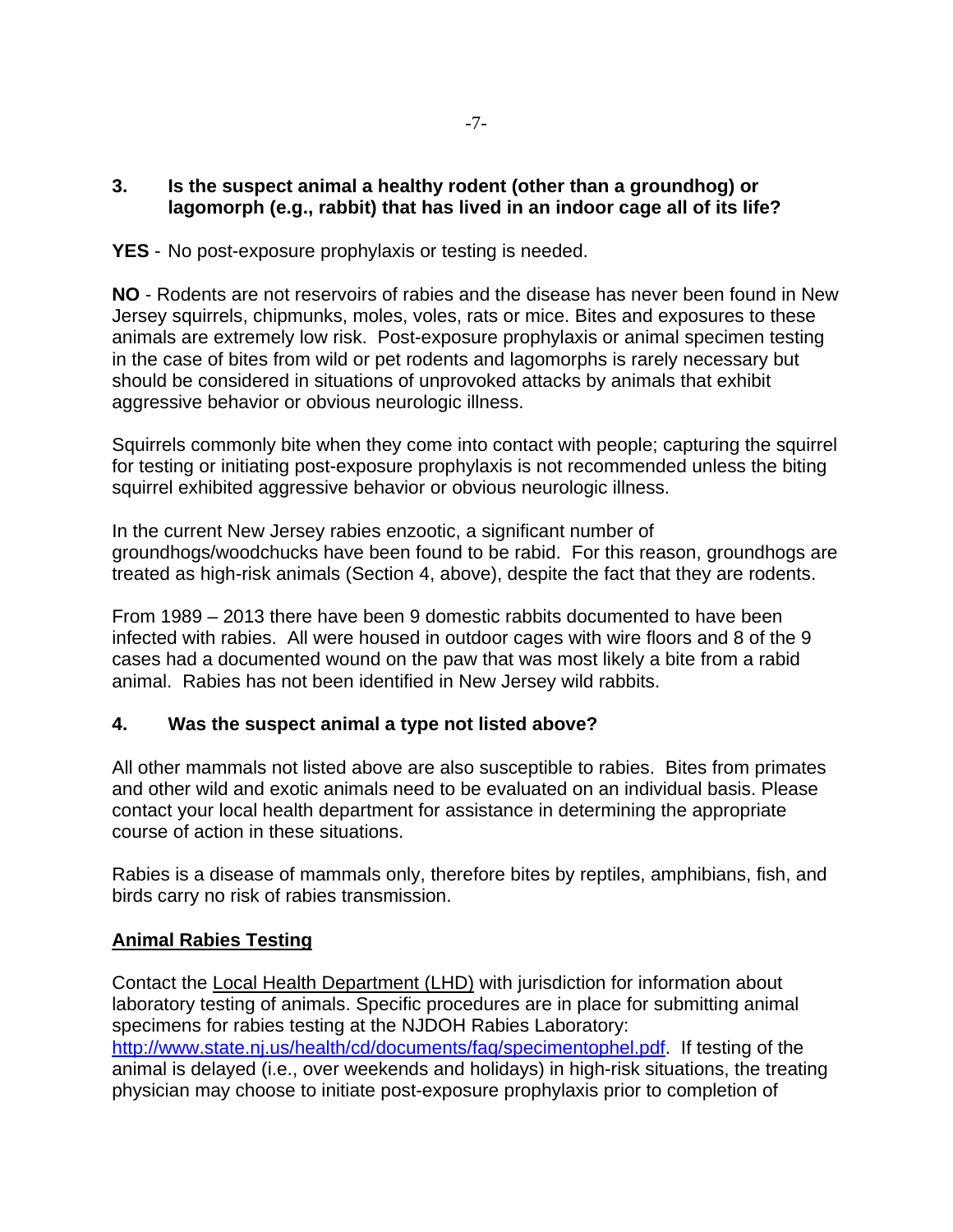**3. Is the suspect animal a healthy rodent (other than a groundhog) or lagomorph (e.g., rabbit) that has lived in an indoor cage all of its life?**

**YES** - No post-exposure prophylaxis or testing is needed.

**NO** - Rodents are not reservoirs of rabies and the disease has never been found in New Jersey squirrels, chipmunks, moles, voles, rats or mice. Bites and exposures to these animals are extremely low risk. Post-exposure prophylaxis or animal specimen testing in the case of bites from wild or pet rodents and lagomorphs is rarely necessary but should be considered in situations of unprovoked attacks by animals that exhibit aggressive behavior or obvious neurologic illness.

Squirrels commonly bite when they come into contact with people; capturing the squirrel for testing or initiating post-exposure prophylaxis is not recommended unless the biting squirrel exhibited aggressive behavior or obvious neurologic illness.

In the current New Jersey rabies enzootic, a significant number of groundhogs/woodchucks have been found to be rabid. For this reason, groundhogs are treated as high-risk animals (Section 4, above), despite the fact that they are rodents.

From 1989 – 2013 there have been 9 domestic rabbits documented to have been infected with rabies. All were housed in outdoor cages with wire floors and 8 of the 9 cases had a documented wound on the paw that was most likely a bite from a rabid animal. Rabies has not been identified in New Jersey wild rabbits.

**4. Was the suspect animal a type not listed above?**

All other mammals not listed above are also susceptible to rabies. Bites from primates and other wild and exotic animals need to be evaluated on an individual basis. Please contact your local health department for assistance in determining the appropriate course of action in these situations.

Rabies is a disease of mammals only, therefore bites by reptiles, amphibians, fish, and birds carry no risk of rabies transmission.

## Animal Rabies Testing

Contact the Local Health Department (LHD) with jurisdiction for information about laboratory testing of animals. Specific procedures are in place for submitting animal specimens for rabies testing at the NJDOH Rabies Laboratory: http://www.state.nj.us/health/cd/documents/faq/specimentophel.pdf. If testing of the animal is delayed (i.e., over weekends and holidays) in high-risk situations, the treating physician may choose to initiate post-exposure prophylaxis prior to completion of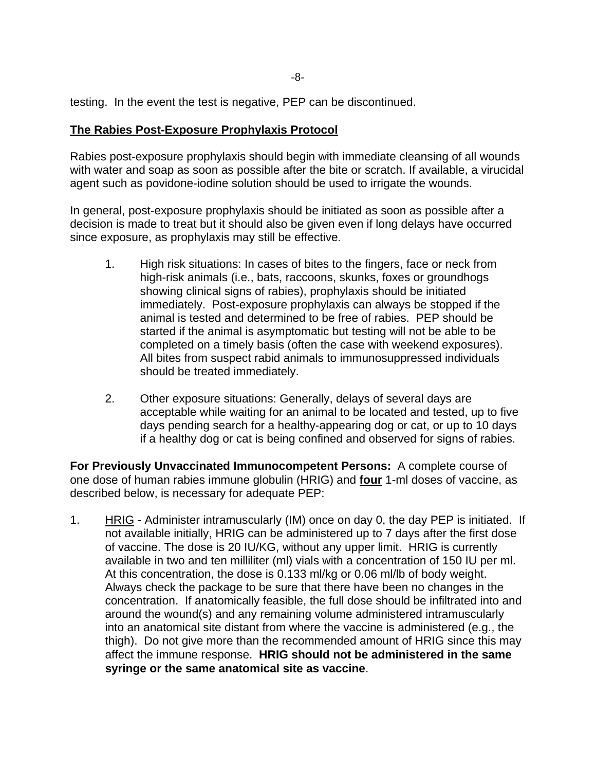testing. In the event the test is negative, PEP can be discontinued.

## The Rabies Post-Exposure Prophylaxis Protocol

Rabies post-exposure prophylaxis should begin with immediate cleansing of all wounds with water and soap as soon as possible after the bite or scratch. If available, a virucidal agent such as povidone-iodine solution should be used to irrigate the wounds.

In general, post-exposure prophylaxis should be initiated as soon as possible after a decision is made to treat but it should also be given even if long delays have occurred since exposure, as prophylaxis may still be effective.

1. High risk situations: In cases of bites to the fingers, face or neck from high-risk animals (i.e., bats, raccoons, skunks, foxes or groundhogs showing clinical signs of rabies), prophylaxis should be initiated immediately. Post-exposure prophylaxis can always be stopped if the animal is tested and determined to be free of rabies. PEP should be started if the animal is asymptomatic but testing will not be able to be completed on a timely basis (often the case with weekend exposures). All bites from suspect rabid animals to immunosuppressed individuals should be treated immediately.

2. Other exposure situations: Generally, delays of several days are acceptable while waiting for an animal to be located and tested, up to five days pending search for a healthy-appearing dog or cat, or up to 10 days if a healthy dog or cat is being confined and observed for signs of rabies.

**For Previously Unvaccinated Immunocompetent Persons:** A complete course of one dose of human rabies immune globulin (HRIG) and **four** 1-ml doses of vaccine, as described below, is necessary for adequate PEP:

1. HRIG - Administer intramuscularly (IM) once on day 0, the day PEP is initiated. If not available initially, HRIG can be administered up to 7 days after the first dose of vaccine. The dose is 20 IU/KG, without any upper limit. HRIG is currently available in two and ten milliliter (ml) vials with a concentration of 150 IU per ml. At this concentration, the dose is 0.133 ml/kg or 0.06 ml/lb of body weight. Always check the package to be sure that there have been no changes in the concentration. If anatomically feasible, the full dose should be infiltrated into and around the wound(s) and any remaining volume administered intramuscularly into an anatomical site distant from where the vaccine is administered (e.g., the thigh). Do not give more than the recommended amount of HRIG since this may affect the immune response. **HRIG should not be administered in the same syringe or the same anatomical site as vaccine**.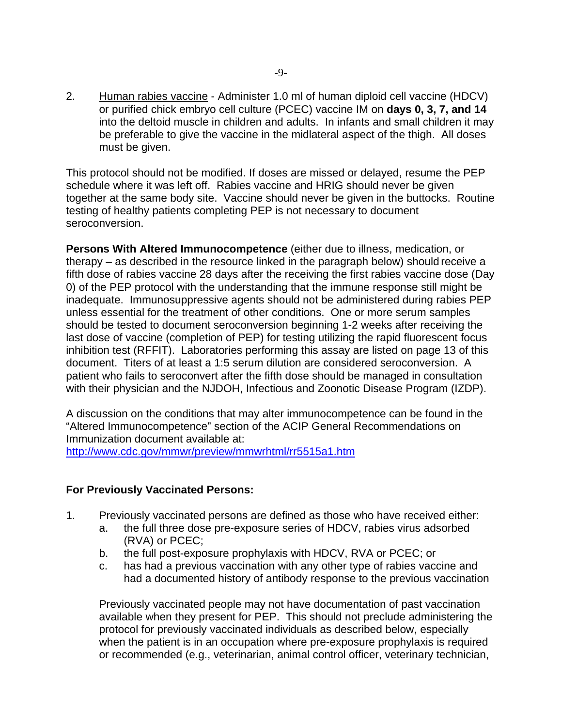2. <u>Human rabies vaccine</u> - Administer 1.0 ml of human diploid cell vaccine (HDCV) or purified chick embryo cell culture (PCEC) vaccine IM on **days 0, 3, 7, and 14** into the deltoid muscle in children and adults. In infants and small children it may be preferable to give the vaccine in the midlateral aspect of the thigh. All doses must be given.

This protocol should not be modified. If doses are missed or delayed, resume the PEP schedule where it was left off. Rabies vaccine and HRIG should never be given together at the same body site. Vaccine should never be given in the buttocks. Routine testing of healthy patients completing PEP is not necessary to document seroconversion.

**Persons With Altered Immunocompetence** (either due to illness, medication, or therapy – as described in the resource linked in the paragraph below) should receive a fifth dose of rabies vaccine 28 days after the receiving the first rabies vaccine dose (Day 0) of the PEP protocol with the understanding that the immune response still might be inadequate. Immunosuppressive agents should not be administered during rabies PEP unless essential for the treatment of other conditions. One or more serum samples should be tested to document seroconversion beginning 1-2 weeks after receiving the last dose of vaccine (completion of PEP) for testing utilizing the rapid fluorescent focus inhibition test (RFFIT). Laboratories performing this assay are listed on page 13 of this document. Titers of at least a 1:5 serum dilution are considered seroconversion. A patient who fails to seroconvert after the fifth dose should be managed in consultation with their physician and the NJDOH, Infectious and Zoonotic Disease Program (IZDP).

A discussion on the conditions that may alter immunocompetence can be found in the "Altered Immunocompetence" section of the ACIP General Recommendations on Immunization document available at:
http://www.cdc.gov/mmwr/preview/mmwrhtml/rr5515a1.htm

**For Previously Vaccinated Persons:**

1. Previously vaccinated persons are defined as those who have received either:
   a. the full three dose pre-exposure series of HDCV, rabies virus adsorbed (RVA) or PCEC;
   b. the full post-exposure prophylaxis with HDCV, RVA or PCEC; or
   c. has had a previous vaccination with any other type of rabies vaccine and had a documented history of antibody response to the previous vaccination

   Previously vaccinated people may not have documentation of past vaccination available when they present for PEP. This should not preclude administering the protocol for previously vaccinated individuals as described below, especially when the patient is in an occupation where pre-exposure prophylaxis is required or recommended (e.g., veterinarian, animal control officer, veterinary technician,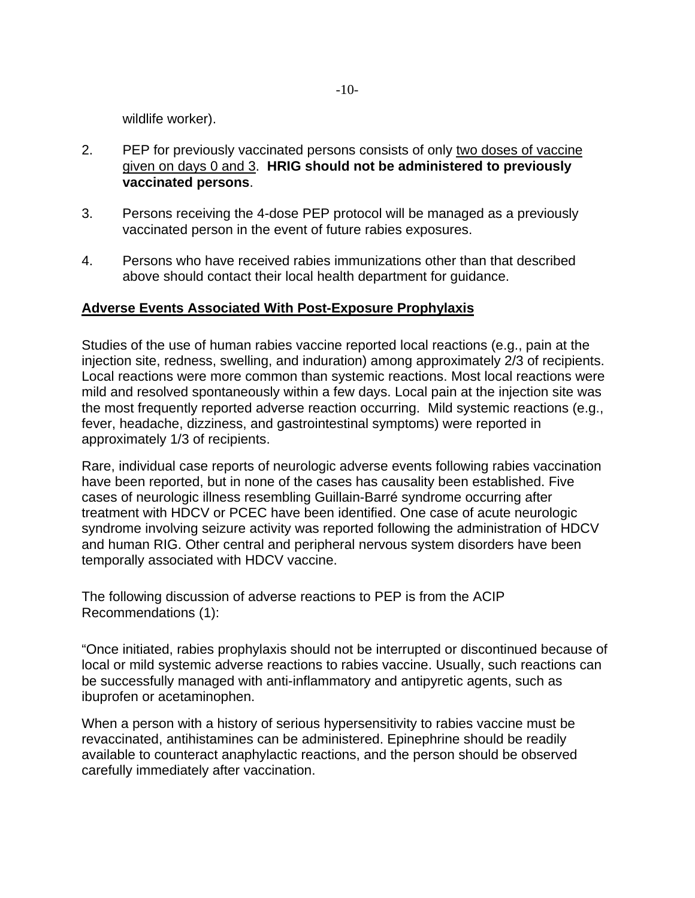wildlife worker).

2. PEP for previously vaccinated persons consists of only <u>two doses of vaccine given on days 0 and 3</u>. **HRIG should not be administered to previously vaccinated persons**.

3. Persons receiving the 4-dose PEP protocol will be managed as a previously vaccinated person in the event of future rabies exposures.

4. Persons who have received rabies immunizations other than that described above should contact their local health department for guidance.

## <u>Adverse Events Associated With Post-Exposure Prophylaxis</u>

Studies of the use of human rabies vaccine reported local reactions (e.g., pain at the injection site, redness, swelling, and induration) among approximately 2/3 of recipients. Local reactions were more common than systemic reactions. Most local reactions were mild and resolved spontaneously within a few days. Local pain at the injection site was the most frequently reported adverse reaction occurring. Mild systemic reactions (e.g., fever, headache, dizziness, and gastrointestinal symptoms) were reported in approximately 1/3 of recipients.

Rare, individual case reports of neurologic adverse events following rabies vaccination have been reported, but in none of the cases has causality been established. Five cases of neurologic illness resembling Guillain-Barré syndrome occurring after treatment with HDCV or PCEC have been identified. One case of acute neurologic syndrome involving seizure activity was reported following the administration of HDCV and human RIG. Other central and peripheral nervous system disorders have been temporally associated with HDCV vaccine.

The following discussion of adverse reactions to PEP is from the ACIP Recommendations (1):

"Once initiated, rabies prophylaxis should not be interrupted or discontinued because of local or mild systemic adverse reactions to rabies vaccine. Usually, such reactions can be successfully managed with anti-inflammatory and antipyretic agents, such as ibuprofen or acetaminophen.

When a person with a history of serious hypersensitivity to rabies vaccine must be revaccinated, antihistamines can be administered. Epinephrine should be readily available to counteract anaphylactic reactions, and the person should be observed carefully immediately after vaccination.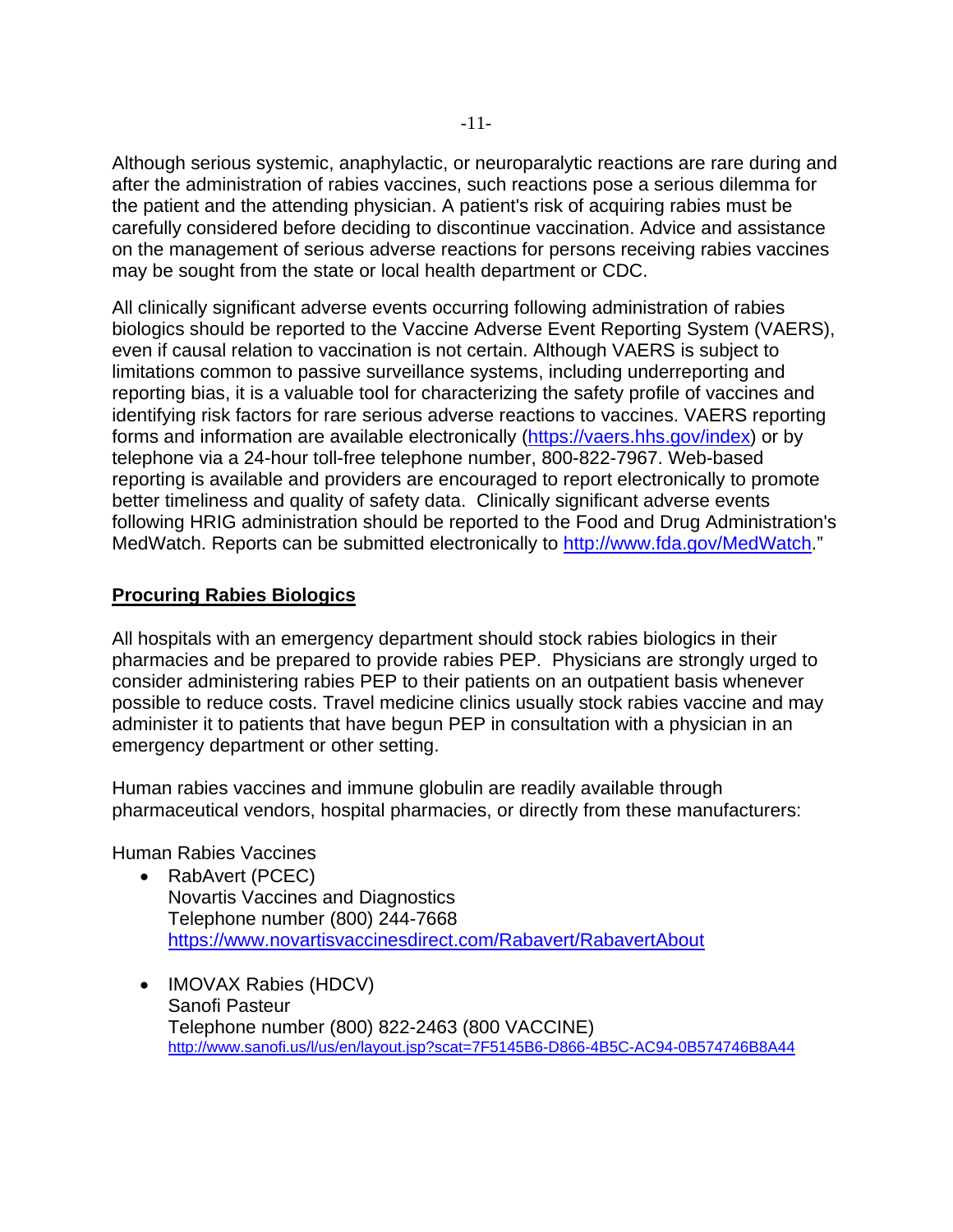Although serious systemic, anaphylactic, or neuroparalytic reactions are rare during and after the administration of rabies vaccines, such reactions pose a serious dilemma for the patient and the attending physician. A patient's risk of acquiring rabies must be carefully considered before deciding to discontinue vaccination. Advice and assistance on the management of serious adverse reactions for persons receiving rabies vaccines may be sought from the state or local health department or CDC.

All clinically significant adverse events occurring following administration of rabies biologics should be reported to the Vaccine Adverse Event Reporting System (VAERS), even if causal relation to vaccination is not certain. Although VAERS is subject to limitations common to passive surveillance systems, including underreporting and reporting bias, it is a valuable tool for characterizing the safety profile of vaccines and identifying risk factors for rare serious adverse reactions to vaccines. VAERS reporting forms and information are available electronically (https://vaers.hhs.gov/index) or by telephone via a 24-hour toll-free telephone number, 800-822-7967. Web-based reporting is available and providers are encouraged to report electronically to promote better timeliness and quality of safety data. Clinically significant adverse events following HRIG administration should be reported to the Food and Drug Administration's MedWatch. Reports can be submitted electronically to http://www.fda.gov/MedWatch."

## Procuring Rabies Biologics

All hospitals with an emergency department should stock rabies biologics in their pharmacies and be prepared to provide rabies PEP. Physicians are strongly urged to consider administering rabies PEP to their patients on an outpatient basis whenever possible to reduce costs. Travel medicine clinics usually stock rabies vaccine and may administer it to patients that have begun PEP in consultation with a physician in an emergency department or other setting.

Human rabies vaccines and immune globulin are readily available through pharmaceutical vendors, hospital pharmacies, or directly from these manufacturers:

Human Rabies Vaccines

- RabAvert (PCEC)
  Novartis Vaccines and Diagnostics
  Telephone number (800) 244-7668
  https://www.novartisvaccinesdirect.com/Rabavert/RabavertAbout

- IMOVAX Rabies (HDCV)
  Sanofi Pasteur
  Telephone number (800) 822-2463 (800 VACCINE)
  http://www.sanofi.us/l/us/en/layout.jsp?scat=7F5145B6-D866-4B5C-AC94-0B574746B8A44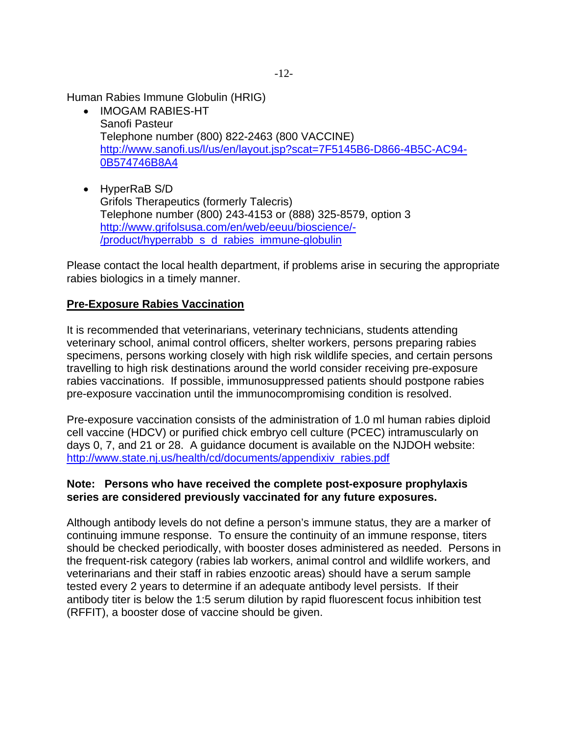Human Rabies Immune Globulin (HRIG)

- IMOGAM RABIES-HT
  Sanofi Pasteur
  Telephone number (800) 822-2463 (800 VACCINE)
  http://www.sanofi.us/l/us/en/layout.jsp?scat=7F5145B6-D866-4B5C-AC94-0B574746B8A4

- HyperRaB S/D
  Grifols Therapeutics (formerly Talecris)
  Telephone number (800) 243-4153 or (888) 325-8579, option 3
  http://www.grifolsusa.com/en/web/eeuu/bioscience/-/product/hyperrabb_s_d_rabies_immune-globulin

Please contact the local health department, if problems arise in securing the appropriate rabies biologics in a timely manner.

## Pre-Exposure Rabies Vaccination

It is recommended that veterinarians, veterinary technicians, students attending veterinary school, animal control officers, shelter workers, persons preparing rabies specimens, persons working closely with high risk wildlife species, and certain persons travelling to high risk destinations around the world consider receiving pre-exposure rabies vaccinations. If possible, immunosuppressed patients should postpone rabies pre-exposure vaccination until the immunocompromising condition is resolved.

Pre-exposure vaccination consists of the administration of 1.0 ml human rabies diploid cell vaccine (HDCV) or purified chick embryo cell culture (PCEC) intramuscularly on days 0, 7, and 21 or 28. A guidance document is available on the NJDOH website: http://www.state.nj.us/health/cd/documents/appendixiv_rabies.pdf

**Note: Persons who have received the complete post-exposure prophylaxis series are considered previously vaccinated for any future exposures.**

Although antibody levels do not define a person's immune status, they are a marker of continuing immune response. To ensure the continuity of an immune response, titers should be checked periodically, with booster doses administered as needed. Persons in the frequent-risk category (rabies lab workers, animal control and wildlife workers, and veterinarians and their staff in rabies enzootic areas) should have a serum sample tested every 2 years to determine if an adequate antibody level persists. If their antibody titer is below the 1:5 serum dilution by rapid fluorescent focus inhibition test (RFFIT), a booster dose of vaccine should be given.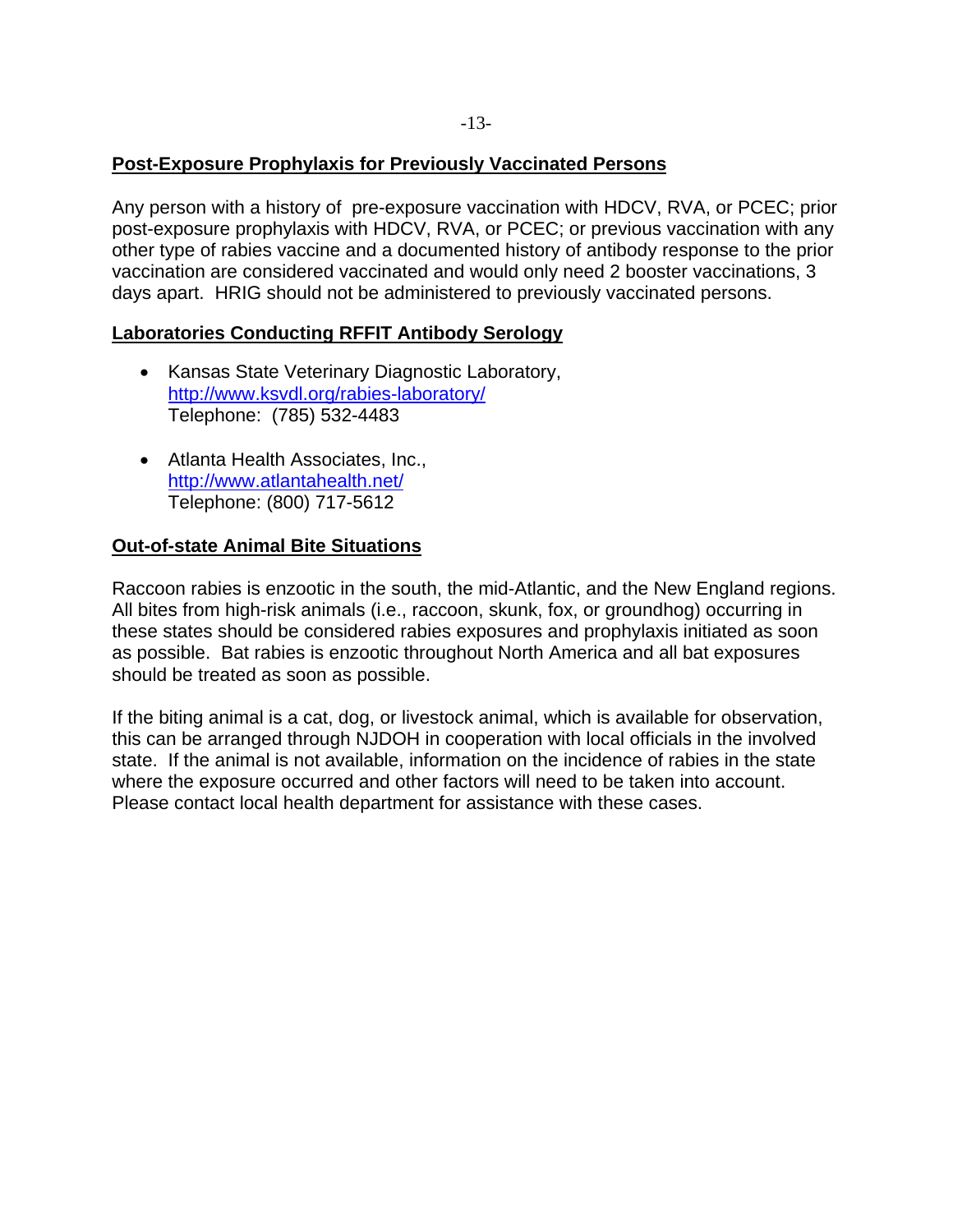## Post-Exposure Prophylaxis for Previously Vaccinated Persons

Any person with a history of pre-exposure vaccination with HDCV, RVA, or PCEC; prior post-exposure prophylaxis with HDCV, RVA, or PCEC; or previous vaccination with any other type of rabies vaccine and a documented history of antibody response to the prior vaccination are considered vaccinated and would only need 2 booster vaccinations, 3 days apart. HRIG should not be administered to previously vaccinated persons.

## Laboratories Conducting RFFIT Antibody Serology

- Kansas State Veterinary Diagnostic Laboratory,
  http://www.ksvdl.org/rabies-laboratory/
  Telephone: (785) 532-4483

- Atlanta Health Associates, Inc.,
  http://www.atlantahealth.net/
  Telephone: (800) 717-5612

## Out-of-state Animal Bite Situations

Raccoon rabies is enzootic in the south, the mid-Atlantic, and the New England regions. All bites from high-risk animals (i.e., raccoon, skunk, fox, or groundhog) occurring in these states should be considered rabies exposures and prophylaxis initiated as soon as possible. Bat rabies is enzootic throughout North America and all bat exposures should be treated as soon as possible.

If the biting animal is a cat, dog, or livestock animal, which is available for observation, this can be arranged through NJDOH in cooperation with local officials in the involved state. If the animal is not available, information on the incidence of rabies in the state where the exposure occurred and other factors will need to be taken into account. Please contact local health department for assistance with these cases.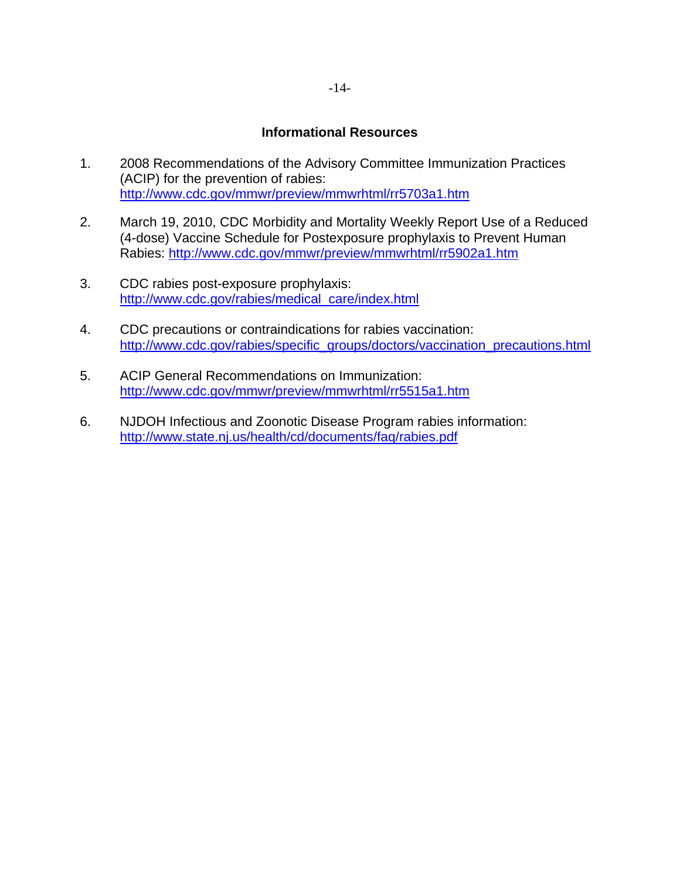## Informational Resources

1. 2008 Recommendations of the Advisory Committee Immunization Practices (ACIP) for the prevention of rabies: http://www.cdc.gov/mmwr/preview/mmwrhtml/rr5703a1.htm

2. March 19, 2010, CDC Morbidity and Mortality Weekly Report Use of a Reduced (4-dose) Vaccine Schedule for Postexposure prophylaxis to Prevent Human Rabies: http://www.cdc.gov/mmwr/preview/mmwrhtml/rr5902a1.htm

3. CDC rabies post-exposure prophylaxis: http://www.cdc.gov/rabies/medical_care/index.html

4. CDC precautions or contraindications for rabies vaccination: http://www.cdc.gov/rabies/specific_groups/doctors/vaccination_precautions.html

5. ACIP General Recommendations on Immunization: http://www.cdc.gov/mmwr/preview/mmwrhtml/rr5515a1.htm

6. NJDOH Infectious and Zoonotic Disease Program rabies information: http://www.state.nj.us/health/cd/documents/faq/rabies.pdf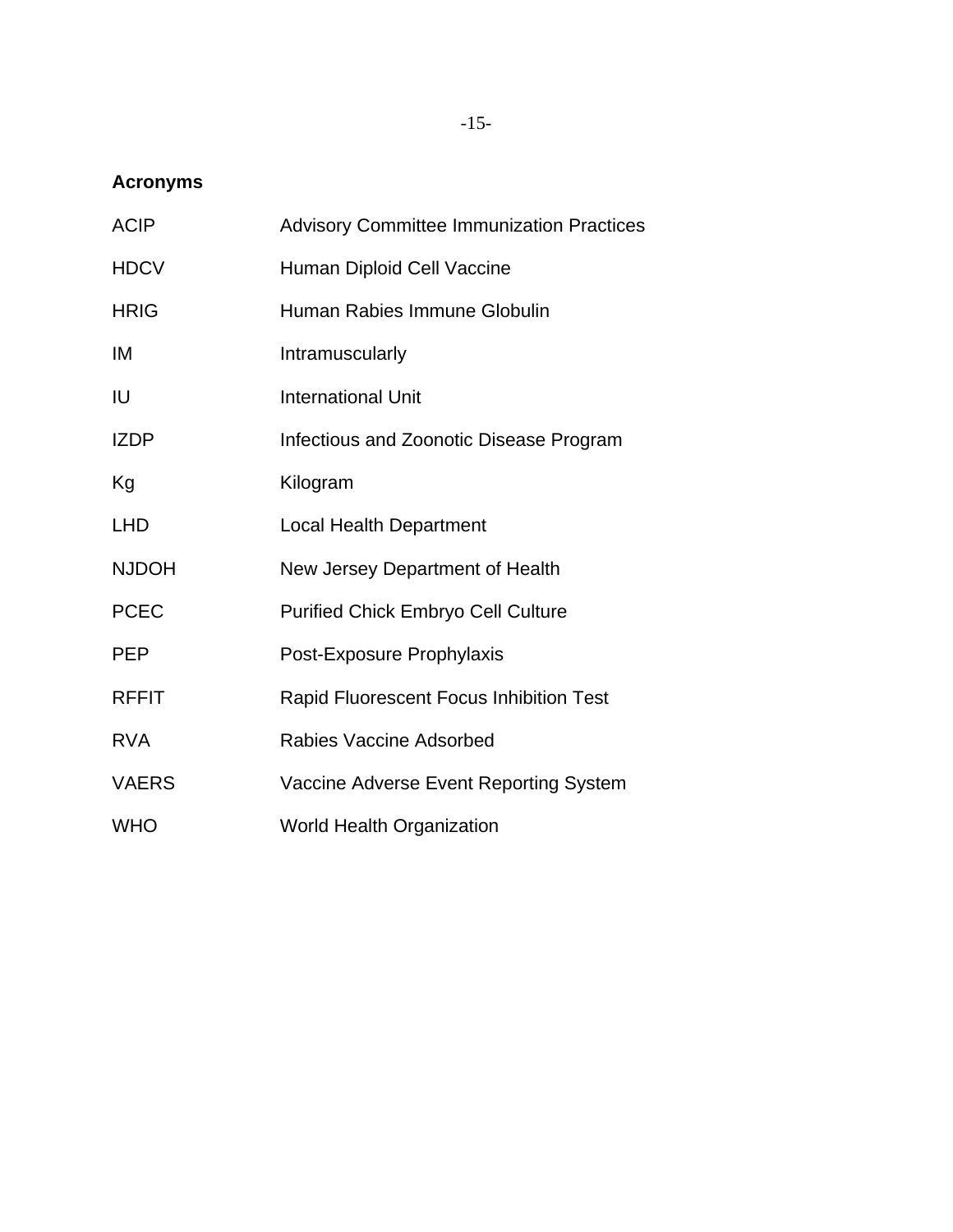## Acronyms

| | |
|---|---|
| ACIP | Advisory Committee Immunization Practices |
| HDCV | Human Diploid Cell Vaccine |
| HRIG | Human Rabies Immune Globulin |
| IM | Intramuscularly |
| IU | International Unit |
| IZDP | Infectious and Zoonotic Disease Program |
| Kg | Kilogram |
| LHD | Local Health Department |
| NJDOH | New Jersey Department of Health |
| PCEC | Purified Chick Embryo Cell Culture |
| PEP | Post-Exposure Prophylaxis |
| RFFIT | Rapid Fluorescent Focus Inhibition Test |
| RVA | Rabies Vaccine Adsorbed |
| VAERS | Vaccine Adverse Event Reporting System |
| WHO | World Health Organization |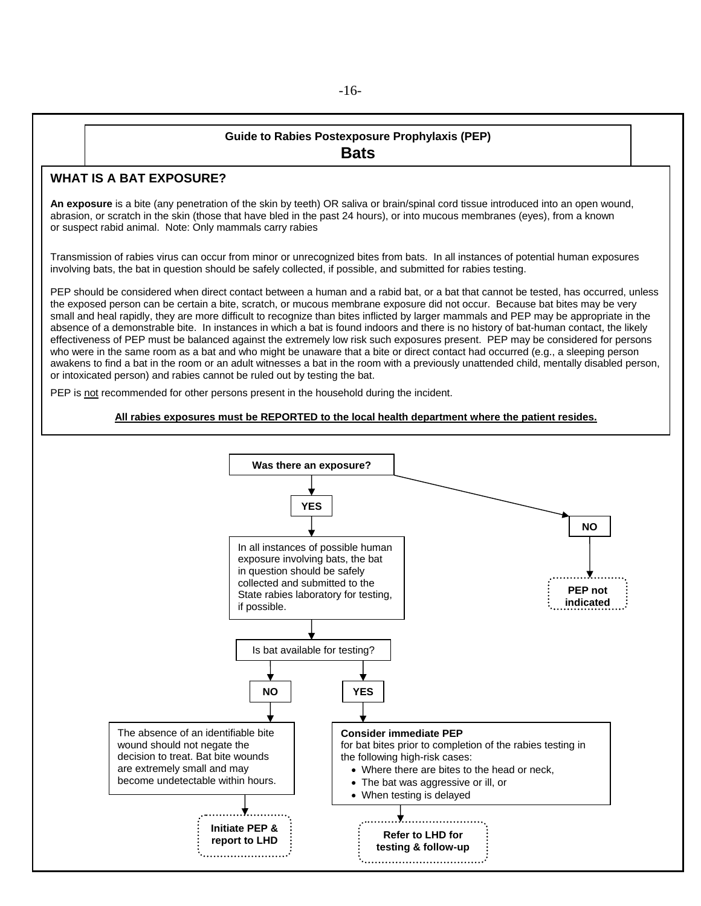## Guide to Rabies Postexposure Prophylaxis (PEP)

# Bats

### WHAT IS A BAT EXPOSURE?

**An exposure** is a bite (any penetration of the skin by teeth) OR saliva or brain/spinal cord tissue introduced into an open wound, abrasion, or scratch in the skin (those that have bled in the past 24 hours), or into mucous membranes (eyes), from a known or suspect rabid animal. Note: Only mammals carry rabies

Transmission of rabies virus can occur from minor or unrecognized bites from bats. In all instances of potential human exposures involving bats, the bat in question should be safely collected, if possible, and submitted for rabies testing.

PEP should be considered when direct contact between a human and a rabid bat, or a bat that cannot be tested, has occurred, unless the exposed person can be certain a bite, scratch, or mucous membrane exposure did not occur. Because bat bites may be very small and heal rapidly, they are more difficult to recognize than bites inflicted by larger mammals and PEP may be appropriate in the absence of a demonstrable bite. In instances in which a bat is found indoors and there is no history of bat-human contact, the likely effectiveness of PEP must be balanced against the extremely low risk such exposures present. PEP may be considered for persons who were in the same room as a bat and who might be unaware that a bite or direct contact had occurred (e.g., a sleeping person awakens to find a bat in the room or an adult witnesses a bat in the room with a previously unattended child, mentally disabled person, or intoxicated person) and rabies cannot be ruled out by testing the bat.

PEP is not recommended for other persons present in the household during the incident.

**All rabies exposures must be REPORTED to the local health department where the patient resides.**

**Was there an exposure?**

**NO** → **PEP not indicated**

**YES** → In all instances of possible human exposure involving bats, the bat in question should be safely collected and submitted to the State rabies laboratory for testing, if possible.

Is bat available for testing?

**NO** → The absence of an identifiable bite wound should not negate the decision to treat. Bat bite wounds are extremely small and may become undetectable within hours. → **Initiate PEP & report to LHD**

**YES** → **Consider immediate PEP** for bat bites prior to completion of the rabies testing in the following high-risk cases:

- Where there are bites to the head or neck,
- The bat was aggressive or ill, or
- When testing is delayed

→ **Refer to LHD for testing & follow-up**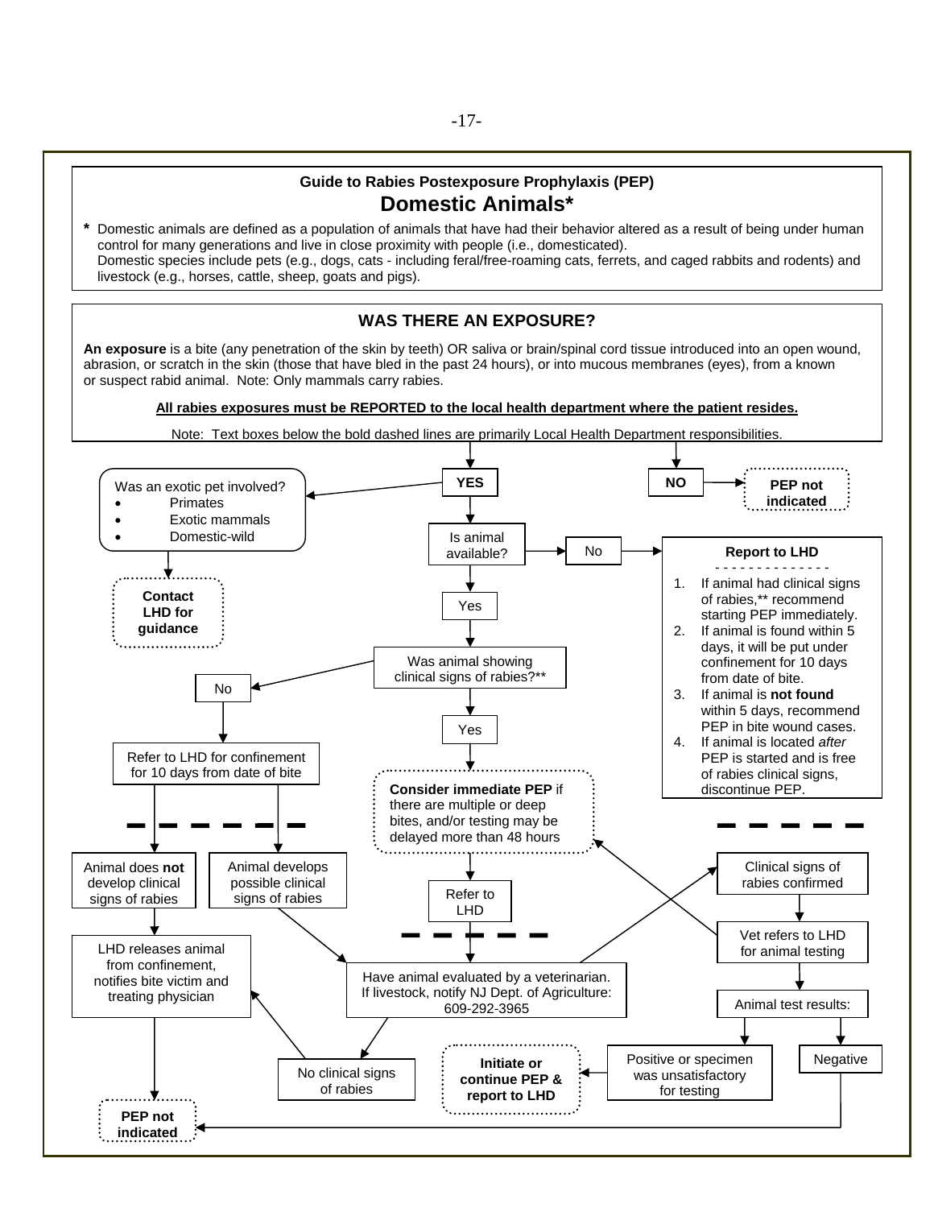## Guide to Rabies Postexposure Prophylaxis (PEP)

# Domestic Animals*

**\*** Domestic animals are defined as a population of animals that have had their behavior altered as a result of being under human control for many generations and live in close proximity with people (i.e., domesticated).
Domestic species include pets (e.g., dogs, cats - including feral/free-roaming cats, ferrets, and caged rabbits and rodents) and livestock (e.g., horses, cattle, sheep, goats and pigs).

## WAS THERE AN EXPOSURE?

**An exposure** is a bite (any penetration of the skin by teeth) OR saliva or brain/spinal cord tissue introduced into an open wound, abrasion, or scratch in the skin (those that have bled in the past 24 hours), or into mucous membranes (eyes), from a known or suspect rabid animal. Note: Only mammals carry rabies.

**All rabies exposures must be REPORTED to the local health department where the patient resides.**

Note: Text boxes below the bold dashed lines are primarily Local Health Department responsibilities.

**YES**

**NO**

**PEP not indicated**

Was an exotic pet involved?
- Primates
- Exotic mammals
- Domestic-wild

**Contact LHD for guidance**

Is animal available?

No

**Report to LHD**

1. If animal had clinical signs of rabies,** recommend starting PEP immediately.
2. If animal is found within 5 days, it will be put under confinement for 10 days from date of bite.
3. If animal is **not found** within 5 days, recommend PEP in bite wound cases.
4. If animal is located *after* PEP is started and is free of rabies clinical signs, discontinue PEP.

Yes

Was animal showing clinical signs of rabies?**

No

Refer to LHD for confinement for 10 days from date of bite

Yes

**Consider immediate PEP** if there are multiple or deep bites, and/or testing may be delayed more than 48 hours

Animal does **not** develop clinical signs of rabies

Animal develops possible clinical signs of rabies

Refer to LHD

LHD releases animal from confinement, notifies bite victim and treating physician

Have animal evaluated by a veterinarian. If livestock, notify NJ Dept. of Agriculture: 609-292-3965

Clinical signs of rabies confirmed

Vet refers to LHD for animal testing

Animal test results:

No clinical signs of rabies

**Initiate or continue PEP & report to LHD**

Positive or specimen was unsatisfactory for testing

Negative

**PEP not indicated**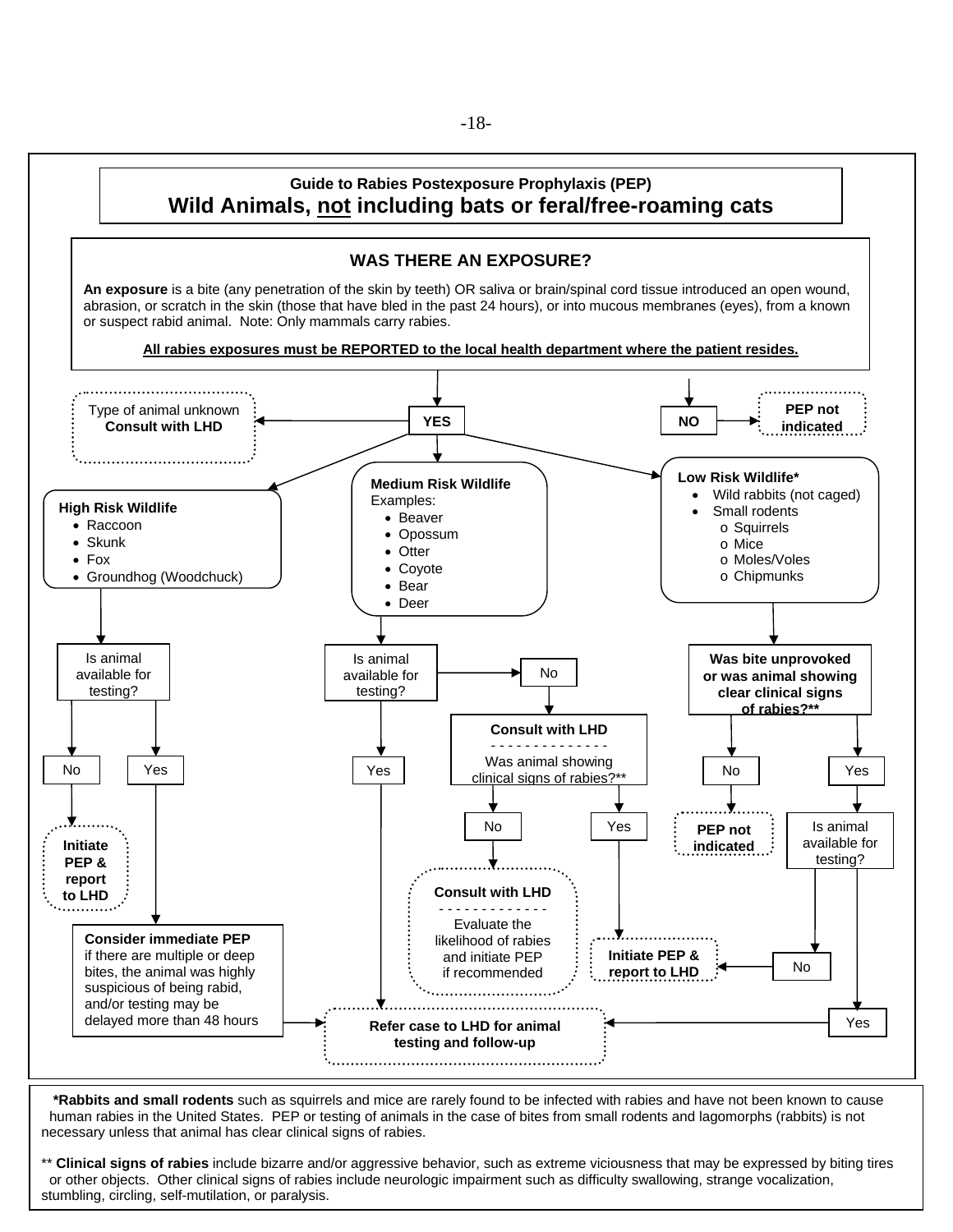**Guide to Rabies Postexposure Prophylaxis (PEP)**

# Wild Animals, not including bats or feral/free-roaming cats

## WAS THERE AN EXPOSURE?

**An exposure** is a bite (any penetration of the skin by teeth) OR saliva or brain/spinal cord tissue introduced an open wound, abrasion, or scratch in the skin (those that have bled in the past 24 hours), or into mucous membranes (eyes), from a known or suspect rabid animal. Note: Only mammals carry rabies.

**All rabies exposures must be REPORTED to the local health department where the patient resides.**

**NO** → **PEP not indicated**

**YES** →

Type of animal unknown
**Consult with LHD**

**High Risk Wildlife**

- Raccoon
- Skunk
- Fox
- Groundhog (Woodchuck)

Is animal available for testing?

- No → **Initiate PEP & report to LHD**
- Yes → **Consider immediate PEP** if there are multiple or deep bites, the animal was highly suspicious of being rabid, and/or testing may be delayed more than 48 hours → **Refer case to LHD for animal testing and follow-up**

**Medium Risk Wildlife**
Examples:

- Beaver
- Opossum
- Otter
- Coyote
- Bear
- Deer

Is animal available for testing?

- Yes → **Refer case to LHD for animal testing and follow-up**
- No → **Consult with LHD** - - - - - - - - - - - - - Was animal showing clinical signs of rabies?**
  - No → **Consult with LHD** - - - - - - - - - - - - - Evaluate the likelihood of rabies and initiate PEP if recommended
  - Yes → **Initiate PEP & report to LHD**

**Low Risk Wildlife***

- Wild rabbits (not caged)
- Small rodents
  - Squirrels
  - Mice
  - Moles/Voles
  - Chipmunks

**Was bite unprovoked or was animal showing clear clinical signs of rabies?****

- No → **PEP not indicated**
- Yes → Is animal available for testing?
  - No → **Initiate PEP & report to LHD**
  - Yes → **Refer case to LHD for animal testing and follow-up**

***Rabbits and small rodents** such as squirrels and mice are rarely found to be infected with rabies and have not been known to cause human rabies in the United States. PEP or testing of animals in the case of bites from small rodents and lagomorphs (rabbits) is not necessary unless that animal has clear clinical signs of rabies.

** **Clinical signs of rabies** include bizarre and/or aggressive behavior, such as extreme viciousness that may be expressed by biting tires or other objects. Other clinical signs of rabies include neurologic impairment such as difficulty swallowing, strange vocalization, stumbling, circling, self-mutilation, or paralysis.